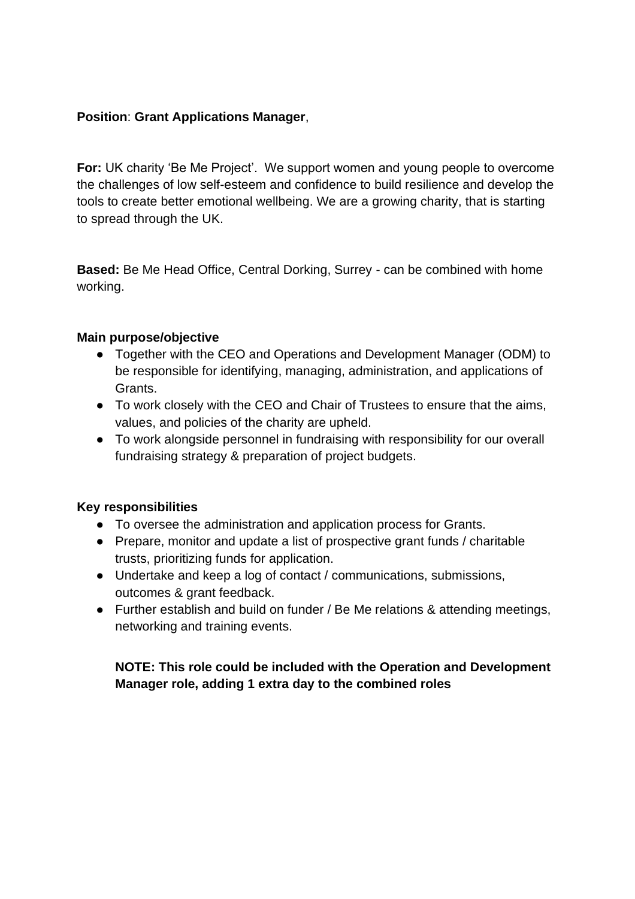**Position**: **Grant Applications Manager**,

**For:** UK charity 'Be Me Project'. We support women and young people to overcome the challenges of low self-esteem and confidence to build resilience and develop the tools to create better emotional wellbeing. We are a growing charity, that is starting to spread through the UK.

**Based:** Be Me Head Office, Central Dorking, Surrey - can be combined with home working.

**Main purpose/objective**

- Together with the CEO and Operations and Development Manager (ODM) to be responsible for identifying, managing, administration, and applications of Grants.
- To work closely with the CEO and Chair of Trustees to ensure that the aims, values, and policies of the charity are upheld.
- To work alongside personnel in fundraising with responsibility for our overall fundraising strategy & preparation of project budgets.

**Key responsibilities**

- To oversee the administration and application process for Grants.
- Prepare, monitor and update a list of prospective grant funds / charitable trusts, prioritizing funds for application.
- Undertake and keep a log of contact / communications, submissions, outcomes & grant feedback.
- Further establish and build on funder / Be Me relations & attending meetings, networking and training events.

**NOTE: This role could be included with the Operation and Development Manager role, adding 1 extra day to the combined roles**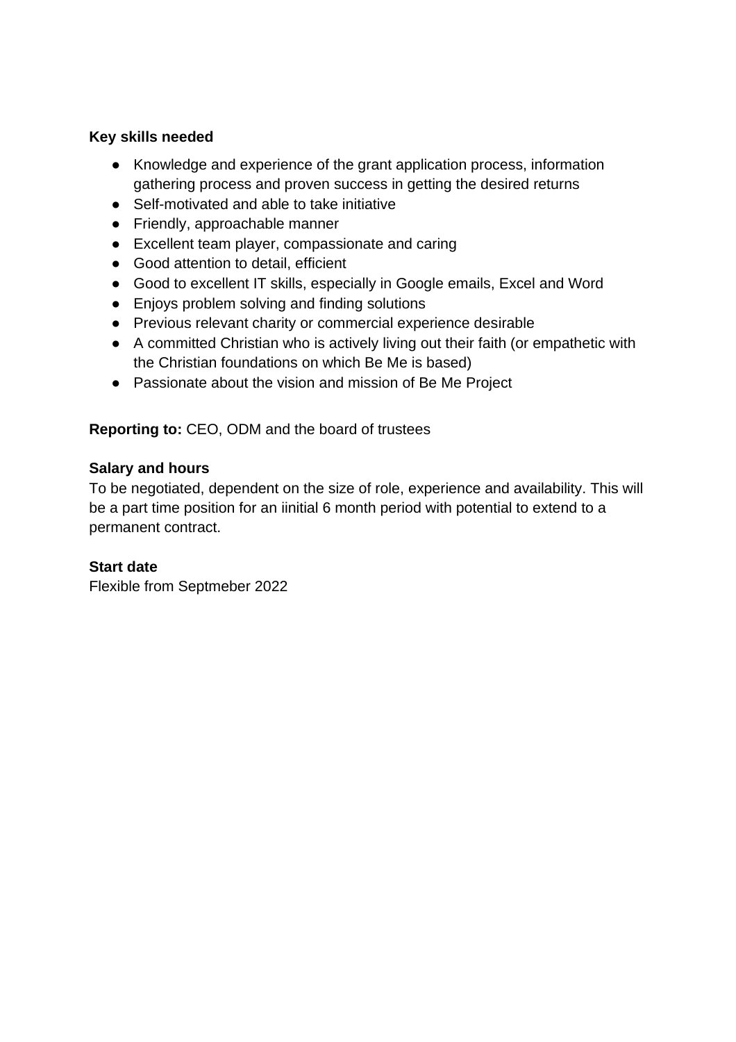**Key skills needed**

- Knowledge and experience of the grant application process, information gathering process and proven success in getting the desired returns
- Self-motivated and able to take initiative
- Friendly, approachable manner
- Excellent team player, compassionate and caring
- Good attention to detail, efficient
- Good to excellent IT skills, especially in Google emails, Excel and Word
- Enjoys problem solving and finding solutions
- Previous relevant charity or commercial experience desirable
- A committed Christian who is actively living out their faith (or empathetic with the Christian foundations on which Be Me is based)
- Passionate about the vision and mission of Be Me Project

**Reporting to:** CEO, ODM and the board of trustees

**Salary and hours**

To be negotiated, dependent on the size of role, experience and availability. This will be a part time position for an iinitial 6 month period with potential to extend to a permanent contract.

**Start date**

Flexible from Septmeber 2022